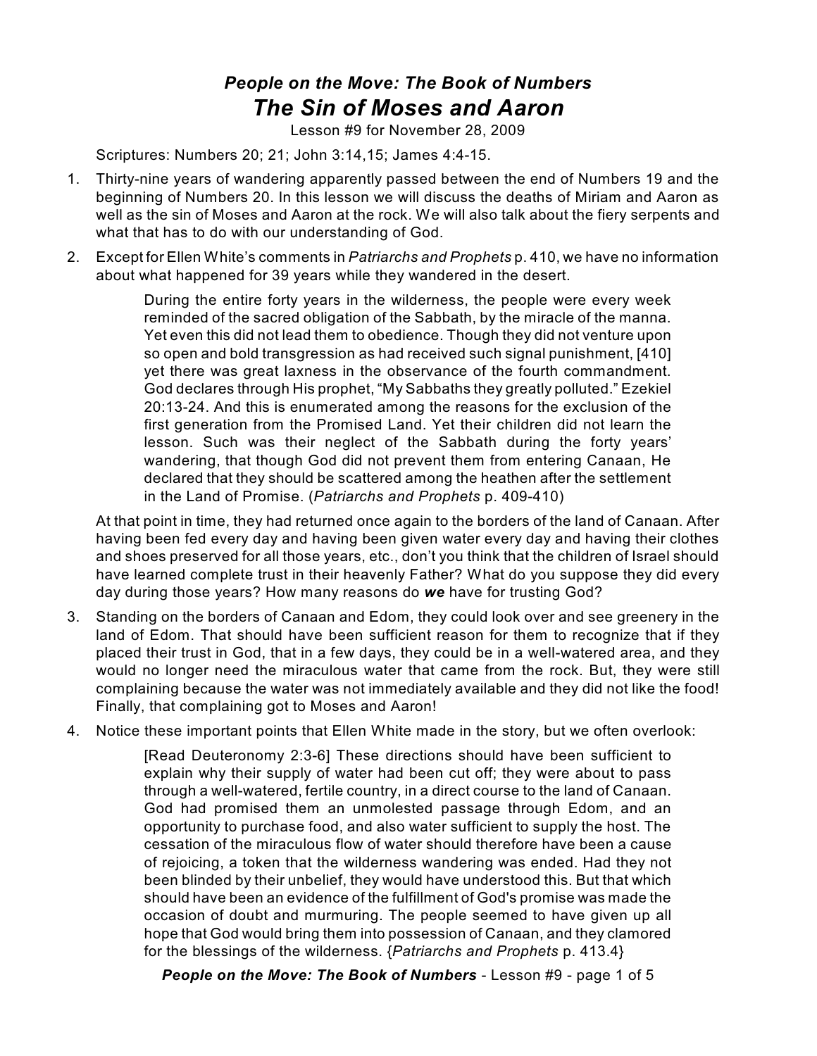***People on the Move: The Book of Numbers***

# *The Sin of Moses and Aaron*

Lesson #9 for November 28, 2009

Scriptures: Numbers 20; 21; John 3:14,15; James 4:4-15.

1. Thirty-nine years of wandering apparently passed between the end of Numbers 19 and the beginning of Numbers 20. In this lesson we will discuss the deaths of Miriam and Aaron as well as the sin of Moses and Aaron at the rock. We will also talk about the fiery serpents and what that has to do with our understanding of God.

2. Except for Ellen White's comments in *Patriarchs and Prophets* p. 410, we have no information about what happened for 39 years while they wandered in the desert.

   > During the entire forty years in the wilderness, the people were every week reminded of the sacred obligation of the Sabbath, by the miracle of the manna. Yet even this did not lead them to obedience. Though they did not venture upon so open and bold transgression as had received such signal punishment, [410] yet there was great laxness in the observance of the fourth commandment. God declares through His prophet, "My Sabbaths they greatly polluted." Ezekiel 20:13-24. And this is enumerated among the reasons for the exclusion of the first generation from the Promised Land. Yet their children did not learn the lesson. Such was their neglect of the Sabbath during the forty years' wandering, that though God did not prevent them from entering Canaan, He declared that they should be scattered among the heathen after the settlement in the Land of Promise. (*Patriarchs and Prophets* p. 409-410)

   At that point in time, they had returned once again to the borders of the land of Canaan. After having been fed every day and having been given water every day and having their clothes and shoes preserved for all those years, etc., don't you think that the children of Israel should have learned complete trust in their heavenly Father? What do you suppose they did every day during those years? How many reasons do ***we*** have for trusting God?

3. Standing on the borders of Canaan and Edom, they could look over and see greenery in the land of Edom. That should have been sufficient reason for them to recognize that if they placed their trust in God, that in a few days, they could be in a well-watered area, and they would no longer need the miraculous water that came from the rock. But, they were still complaining because the water was not immediately available and they did not like the food! Finally, that complaining got to Moses and Aaron!

4. Notice these important points that Ellen White made in the story, but we often overlook:

   > [Read Deuteronomy 2:3-6] These directions should have been sufficient to explain why their supply of water had been cut off; they were about to pass through a well-watered, fertile country, in a direct course to the land of Canaan. God had promised them an unmolested passage through Edom, and an opportunity to purchase food, and also water sufficient to supply the host. The cessation of the miraculous flow of water should therefore have been a cause of rejoicing, a token that the wilderness wandering was ended. Had they not been blinded by their unbelief, they would have understood this. But that which should have been an evidence of the fulfillment of God's promise was made the occasion of doubt and murmuring. The people seemed to have given up all hope that God would bring them into possession of Canaan, and they clamored for the blessings of the wilderness. {*Patriarchs and Prophets* p. 413.4}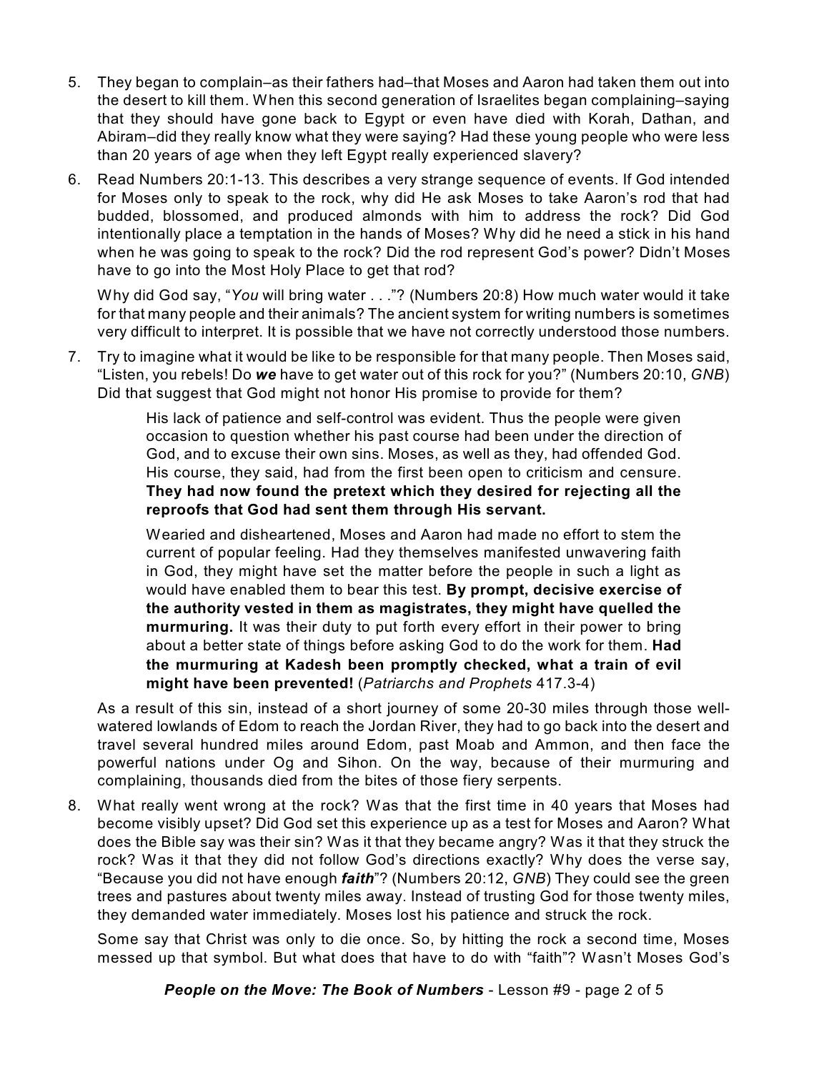5. They began to complain–as their fathers had–that Moses and Aaron had taken them out into the desert to kill them. When this second generation of Israelites began complaining–saying that they should have gone back to Egypt or even have died with Korah, Dathan, and Abiram–did they really know what they were saying? Had these young people who were less than 20 years of age when they left Egypt really experienced slavery?

6. Read Numbers 20:1-13. This describes a very strange sequence of events. If God intended for Moses only to speak to the rock, why did He ask Moses to take Aaron's rod that had budded, blossomed, and produced almonds with him to address the rock? Did God intentionally place a temptation in the hands of Moses? Why did he need a stick in his hand when he was going to speak to the rock? Did the rod represent God's power? Didn't Moses have to go into the Most Holy Place to get that rod?

   Why did God say, "*You* will bring water . . ."? (Numbers 20:8) How much water would it take for that many people and their animals? The ancient system for writing numbers is sometimes very difficult to interpret. It is possible that we have not correctly understood those numbers.

7. Try to imagine what it would be like to be responsible for that many people. Then Moses said, "Listen, you rebels! Do ***we*** have to get water out of this rock for you?" (Numbers 20:10, *GNB*) Did that suggest that God might not honor His promise to provide for them?

   > His lack of patience and self-control was evident. Thus the people were given occasion to question whether his past course had been under the direction of God, and to excuse their own sins. Moses, as well as they, had offended God. His course, they said, had from the first been open to criticism and censure. **They had now found the pretext which they desired for rejecting all the reproofs that God had sent them through His servant.**
   >
   > Wearied and disheartened, Moses and Aaron had made no effort to stem the current of popular feeling. Had they themselves manifested unwavering faith in God, they might have set the matter before the people in such a light as would have enabled them to bear this test. **By prompt, decisive exercise of the authority vested in them as magistrates, they might have quelled the murmuring.** It was their duty to put forth every effort in their power to bring about a better state of things before asking God to do the work for them. **Had the murmuring at Kadesh been promptly checked, what a train of evil might have been prevented!** (*Patriarchs and Prophets* 417.3-4)

   As a result of this sin, instead of a short journey of some 20-30 miles through those well-watered lowlands of Edom to reach the Jordan River, they had to go back into the desert and travel several hundred miles around Edom, past Moab and Ammon, and then face the powerful nations under Og and Sihon. On the way, because of their murmuring and complaining, thousands died from the bites of those fiery serpents.

8. What really went wrong at the rock? Was that the first time in 40 years that Moses had become visibly upset? Did God set this experience up as a test for Moses and Aaron? What does the Bible say was their sin? Was it that they became angry? Was it that they struck the rock? Was it that they did not follow God's directions exactly? Why does the verse say, "Because you did not have enough ***faith***"? (Numbers 20:12, *GNB*) They could see the green trees and pastures about twenty miles away. Instead of trusting God for those twenty miles, they demanded water immediately. Moses lost his patience and struck the rock.

   Some say that Christ was only to die once. So, by hitting the rock a second time, Moses messed up that symbol. But what does that have to do with "faith"? Wasn't Moses God's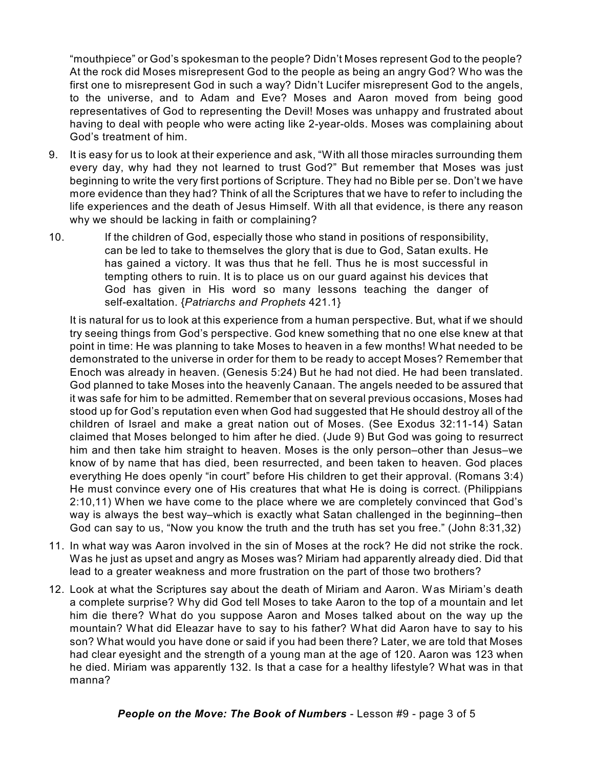"mouthpiece" or God's spokesman to the people? Didn't Moses represent God to the people? At the rock did Moses misrepresent God to the people as being an angry God? Who was the first one to misrepresent God in such a way? Didn't Lucifer misrepresent God to the angels, to the universe, and to Adam and Eve? Moses and Aaron moved from being good representatives of God to representing the Devil! Moses was unhappy and frustrated about having to deal with people who were acting like 2-year-olds. Moses was complaining about God's treatment of him.

9. It is easy for us to look at their experience and ask, "With all those miracles surrounding them every day, why had they not learned to trust God?" But remember that Moses was just beginning to write the very first portions of Scripture. They had no Bible per se. Don't we have more evidence than they had? Think of all the Scriptures that we have to refer to including the life experiences and the death of Jesus Himself. With all that evidence, is there any reason why we should be lacking in faith or complaining?

10. > If the children of God, especially those who stand in positions of responsibility, can be led to take to themselves the glory that is due to God, Satan exults. He has gained a victory. It was thus that he fell. Thus he is most successful in tempting others to ruin. It is to place us on our guard against his devices that God has given in His word so many lessons teaching the danger of self-exaltation. {*Patriarchs and Prophets* 421.1}

    It is natural for us to look at this experience from a human perspective. But, what if we should try seeing things from God's perspective. God knew something that no one else knew at that point in time: He was planning to take Moses to heaven in a few months! What needed to be demonstrated to the universe in order for them to be ready to accept Moses? Remember that Enoch was already in heaven. (Genesis 5:24) But he had not died. He had been translated. God planned to take Moses into the heavenly Canaan. The angels needed to be assured that it was safe for him to be admitted. Remember that on several previous occasions, Moses had stood up for God's reputation even when God had suggested that He should destroy all of the children of Israel and make a great nation out of Moses. (See Exodus 32:11-14) Satan claimed that Moses belonged to him after he died. (Jude 9) But God was going to resurrect him and then take him straight to heaven. Moses is the only person–other than Jesus–we know of by name that has died, been resurrected, and been taken to heaven. God places everything He does openly "in court" before His children to get their approval. (Romans 3:4) He must convince every one of His creatures that what He is doing is correct. (Philippians 2:10,11) When we have come to the place where we are completely convinced that God's way is always the best way–which is exactly what Satan challenged in the beginning–then God can say to us, "Now you know the truth and the truth has set you free." (John 8:31,32)

11. In what way was Aaron involved in the sin of Moses at the rock? He did not strike the rock. Was he just as upset and angry as Moses was? Miriam had apparently already died. Did that lead to a greater weakness and more frustration on the part of those two brothers?

12. Look at what the Scriptures say about the death of Miriam and Aaron. Was Miriam's death a complete surprise? Why did God tell Moses to take Aaron to the top of a mountain and let him die there? What do you suppose Aaron and Moses talked about on the way up the mountain? What did Eleazar have to say to his father? What did Aaron have to say to his son? What would you have done or said if you had been there? Later, we are told that Moses had clear eyesight and the strength of a young man at the age of 120. Aaron was 123 when he died. Miriam was apparently 132. Is that a case for a healthy lifestyle? What was in that manna?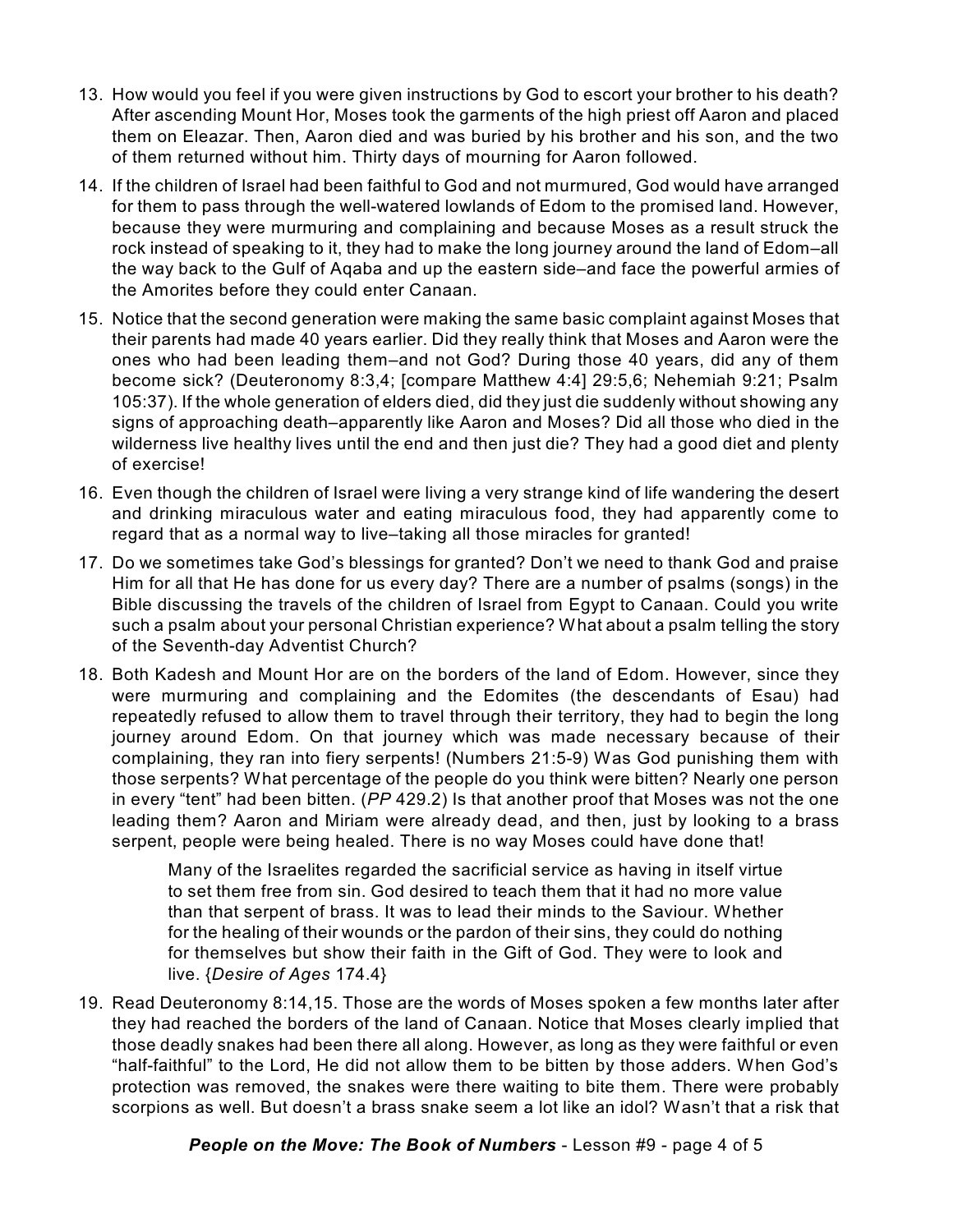13. How would you feel if you were given instructions by God to escort your brother to his death? After ascending Mount Hor, Moses took the garments of the high priest off Aaron and placed them on Eleazar. Then, Aaron died and was buried by his brother and his son, and the two of them returned without him. Thirty days of mourning for Aaron followed.

14. If the children of Israel had been faithful to God and not murmured, God would have arranged for them to pass through the well-watered lowlands of Edom to the promised land. However, because they were murmuring and complaining and because Moses as a result struck the rock instead of speaking to it, they had to make the long journey around the land of Edom–all the way back to the Gulf of Aqaba and up the eastern side–and face the powerful armies of the Amorites before they could enter Canaan.

15. Notice that the second generation were making the same basic complaint against Moses that their parents had made 40 years earlier. Did they really think that Moses and Aaron were the ones who had been leading them–and not God? During those 40 years, did any of them become sick? (Deuteronomy 8:3,4; [compare Matthew 4:4] 29:5,6; Nehemiah 9:21; Psalm 105:37). If the whole generation of elders died, did they just die suddenly without showing any signs of approaching death–apparently like Aaron and Moses? Did all those who died in the wilderness live healthy lives until the end and then just die? They had a good diet and plenty of exercise!

16. Even though the children of Israel were living a very strange kind of life wandering the desert and drinking miraculous water and eating miraculous food, they had apparently come to regard that as a normal way to live–taking all those miracles for granted!

17. Do we sometimes take God's blessings for granted? Don't we need to thank God and praise Him for all that He has done for us every day? There are a number of psalms (songs) in the Bible discussing the travels of the children of Israel from Egypt to Canaan. Could you write such a psalm about your personal Christian experience? What about a psalm telling the story of the Seventh-day Adventist Church?

18. Both Kadesh and Mount Hor are on the borders of the land of Edom. However, since they were murmuring and complaining and the Edomites (the descendants of Esau) had repeatedly refused to allow them to travel through their territory, they had to begin the long journey around Edom. On that journey which was made necessary because of their complaining, they ran into fiery serpents! (Numbers 21:5-9) Was God punishing them with those serpents? What percentage of the people do you think were bitten? Nearly one person in every "tent" had been bitten. (*PP* 429.2) Is that another proof that Moses was not the one leading them? Aaron and Miriam were already dead, and then, just by looking to a brass serpent, people were being healed. There is no way Moses could have done that!

    > Many of the Israelites regarded the sacrificial service as having in itself virtue to set them free from sin. God desired to teach them that it had no more value than that serpent of brass. It was to lead their minds to the Saviour. Whether for the healing of their wounds or the pardon of their sins, they could do nothing for themselves but show their faith in the Gift of God. They were to look and live. {*Desire of Ages* 174.4}

19. Read Deuteronomy 8:14,15. Those are the words of Moses spoken a few months later after they had reached the borders of the land of Canaan. Notice that Moses clearly implied that those deadly snakes had been there all along. However, as long as they were faithful or even "half-faithful" to the Lord, He did not allow them to be bitten by those adders. When God's protection was removed, the snakes were there waiting to bite them. There were probably scorpions as well. But doesn't a brass snake seem a lot like an idol? Wasn't that a risk that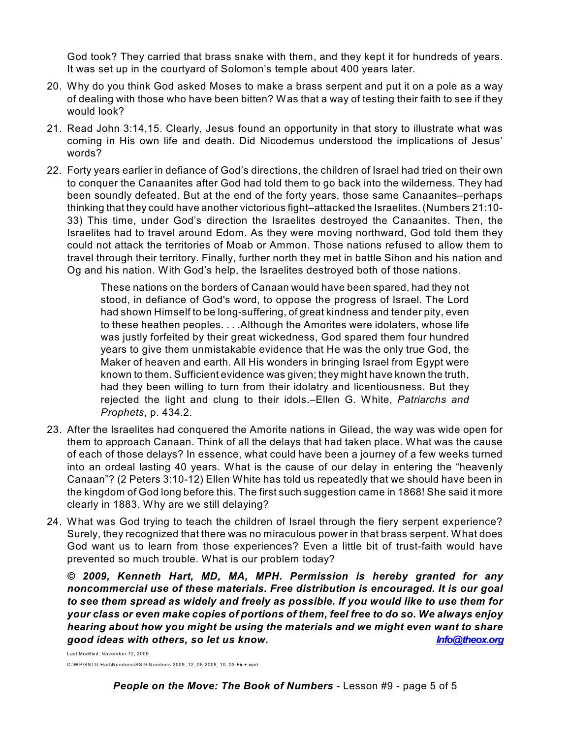God took? They carried that brass snake with them, and they kept it for hundreds of years. It was set up in the courtyard of Solomon's temple about 400 years later.

20. Why do you think God asked Moses to make a brass serpent and put it on a pole as a way of dealing with those who have been bitten? Was that a way of testing their faith to see if they would look?

21. Read John 3:14,15. Clearly, Jesus found an opportunity in that story to illustrate what was coming in His own life and death. Did Nicodemus understood the implications of Jesus' words?

22. Forty years earlier in defiance of God's directions, the children of Israel had tried on their own to conquer the Canaanites after God had told them to go back into the wilderness. They had been soundly defeated. But at the end of the forty years, those same Canaanites–perhaps thinking that they could have another victorious fight–attacked the Israelites. (Numbers 21:10-33) This time, under God's direction the Israelites destroyed the Canaanites. Then, the Israelites had to travel around Edom. As they were moving northward, God told them they could not attack the territories of Moab or Ammon. Those nations refused to allow them to travel through their territory. Finally, further north they met in battle Sihon and his nation and Og and his nation. With God's help, the Israelites destroyed both of those nations.

    > These nations on the borders of Canaan would have been spared, had they not stood, in defiance of God's word, to oppose the progress of Israel. The Lord had shown Himself to be long-suffering, of great kindness and tender pity, even to these heathen peoples. . . .Although the Amorites were idolaters, whose life was justly forfeited by their great wickedness, God spared them four hundred years to give them unmistakable evidence that He was the only true God, the Maker of heaven and earth. All His wonders in bringing Israel from Egypt were known to them. Sufficient evidence was given; they might have known the truth, had they been willing to turn from their idolatry and licentiousness. But they rejected the light and clung to their idols.–Ellen G. White, *Patriarchs and Prophets*, p. 434.2.

23. After the Israelites had conquered the Amorite nations in Gilead, the way was wide open for them to approach Canaan. Think of all the delays that had taken place. What was the cause of each of those delays? In essence, what could have been a journey of a few weeks turned into an ordeal lasting 40 years. What is the cause of our delay in entering the "heavenly Canaan"? (2 Peters 3:10-12) Ellen White has told us repeatedly that we should have been in the kingdom of God long before this. The first such suggestion came in 1868! She said it more clearly in 1883. Why are we still delaying?

24. What was God trying to teach the children of Israel through the fiery serpent experience? Surely, they recognized that there was no miraculous power in that brass serpent. What does God want us to learn from those experiences? Even a little bit of trust-faith would have prevented so much trouble. What is our problem today?

***© 2009, Kenneth Hart, MD, MA, MPH. Permission is hereby granted for any noncommercial use of these materials. Free distribution is encouraged. It is our goal to see them spread as widely and freely as possible. If you would like to use them for your class or even make copies of portions of them, feel free to do so. We always enjoy hearing about how you might be using the materials and we might even want to share good ideas with others, so let us know.*** ***Info@theox.org***

Last Modified: November 12, 2009

C:\WP\SSTG-Hart\Numbers\SS-9-Numbers-2009_12_05-2009_10_03-Fin+.wpd